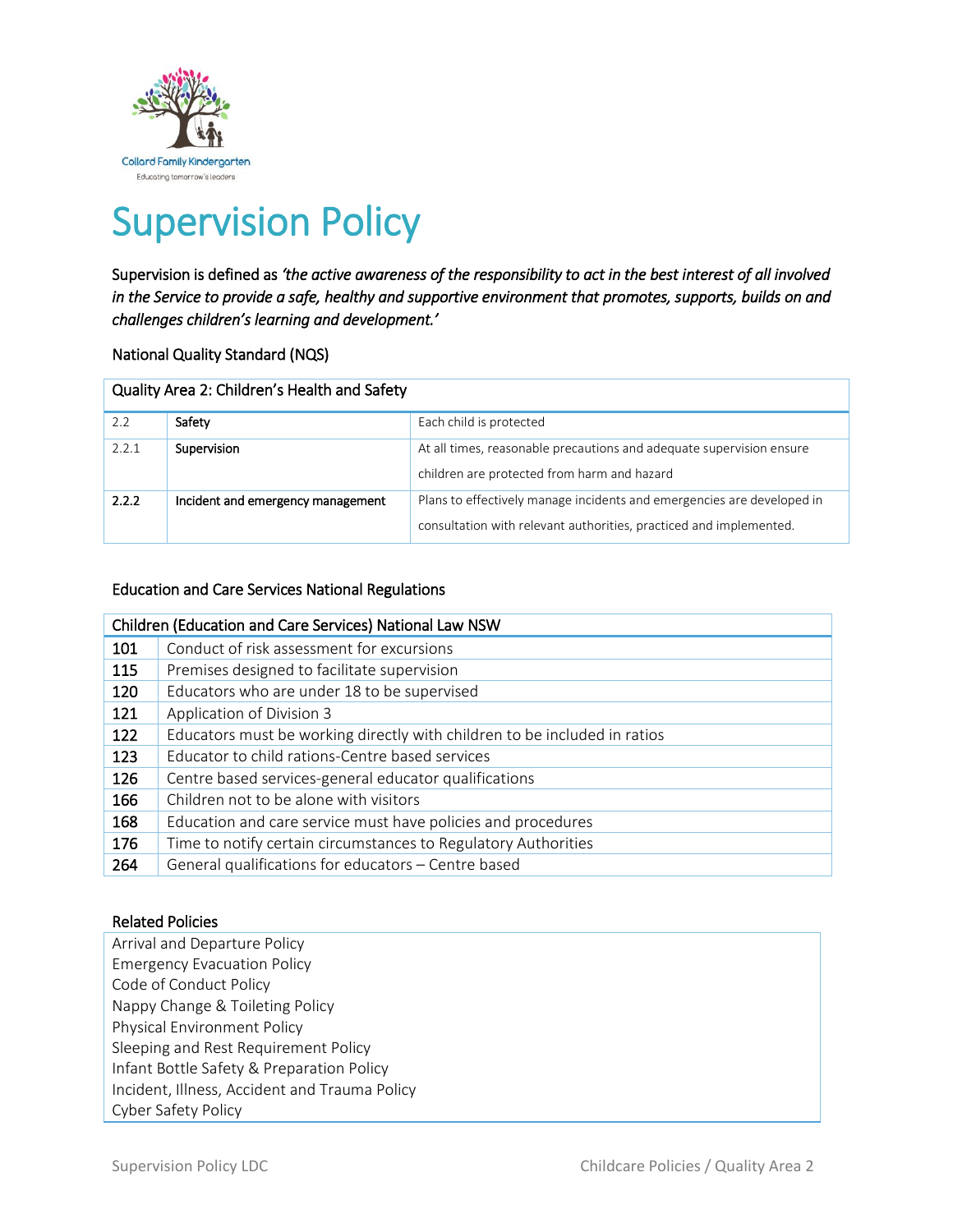Collard Family Kindergarten
Educating tomorrow's leaders

# Supervision Policy

Supervision is defined as *'the active awareness of the responsibility to act in the best interest of all involved in the Service to provide a safe, healthy and supportive environment that promotes, supports, builds on and challenges children's learning and development.'*

National Quality Standard (NQS)

| Quality Area 2: Children's Health and Safety | | |
|---|---|---|
| 2.2 | **Safety** | Each child is protected |
| 2.2.1 | **Supervision** | At all times, reasonable precautions and adequate supervision ensure children are protected from harm and hazard |
| **2.2.2** | **Incident and emergency management** | Plans to effectively manage incidents and emergencies are developed in consultation with relevant authorities, practiced and implemented. |

Education and Care Services National Regulations

| Children (Education and Care Services) National Law NSW | |
|---|---|
| 101 | Conduct of risk assessment for excursions |
| 115 | Premises designed to facilitate supervision |
| 120 | Educators who are under 18 to be supervised |
| 121 | Application of Division 3 |
| 122 | Educators must be working directly with children to be included in ratios |
| 123 | Educator to child rations-Centre based services |
| 126 | Centre based services-general educator qualifications |
| 166 | Children not to be alone with visitors |
| 168 | Education and care service must have policies and procedures |
| 176 | Time to notify certain circumstances to Regulatory Authorities |
| 264 | General qualifications for educators – Centre based |

Related Policies

- Arrival and Departure Policy
- Emergency Evacuation Policy
- Code of Conduct Policy
- Nappy Change & Toileting Policy
- Physical Environment Policy
- Sleeping and Rest Requirement Policy
- Infant Bottle Safety & Preparation Policy
- Incident, Illness, Accident and Trauma Policy
- Cyber Safety Policy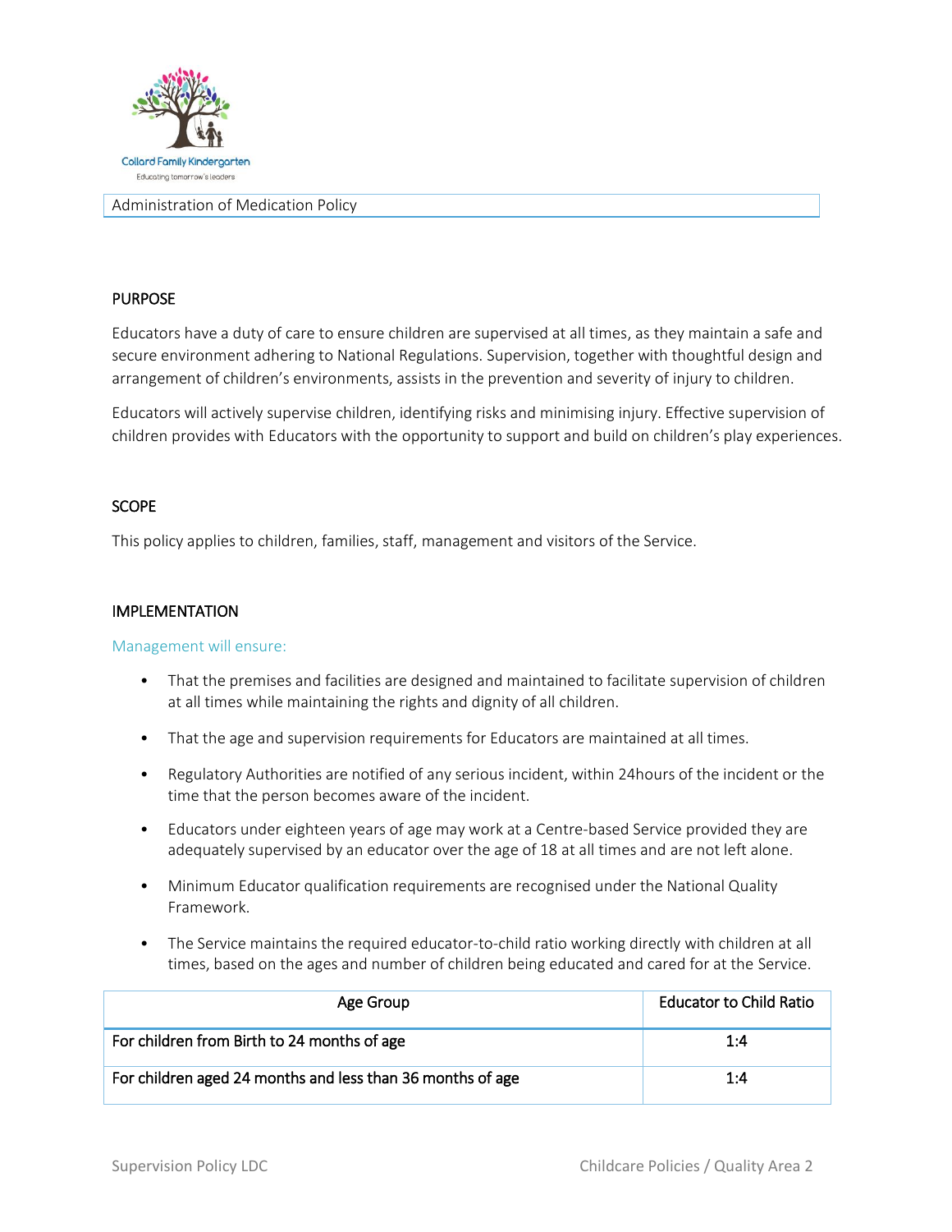Collard Family Kindergarten

Educating tomorrow's leaders

Administration of Medication Policy

## PURPOSE

Educators have a duty of care to ensure children are supervised at all times, as they maintain a safe and secure environment adhering to National Regulations. Supervision, together with thoughtful design and arrangement of children's environments, assists in the prevention and severity of injury to children.

Educators will actively supervise children, identifying risks and minimising injury. Effective supervision of children provides with Educators with the opportunity to support and build on children's play experiences.

## SCOPE

This policy applies to children, families, staff, management and visitors of the Service.

## IMPLEMENTATION

### Management will ensure:

- That the premises and facilities are designed and maintained to facilitate supervision of children at all times while maintaining the rights and dignity of all children.
- That the age and supervision requirements for Educators are maintained at all times.
- Regulatory Authorities are notified of any serious incident, within 24hours of the incident or the time that the person becomes aware of the incident.
- Educators under eighteen years of age may work at a Centre-based Service provided they are adequately supervised by an educator over the age of 18 at all times and are not left alone.
- Minimum Educator qualification requirements are recognised under the National Quality Framework.
- The Service maintains the required educator-to-child ratio working directly with children at all times, based on the ages and number of children being educated and cared for at the Service.

| Age Group | Educator to Child Ratio |
|---|---|
| For children from Birth to 24 months of age | 1:4 |
| For children aged 24 months and less than 36 months of age | 1:4 |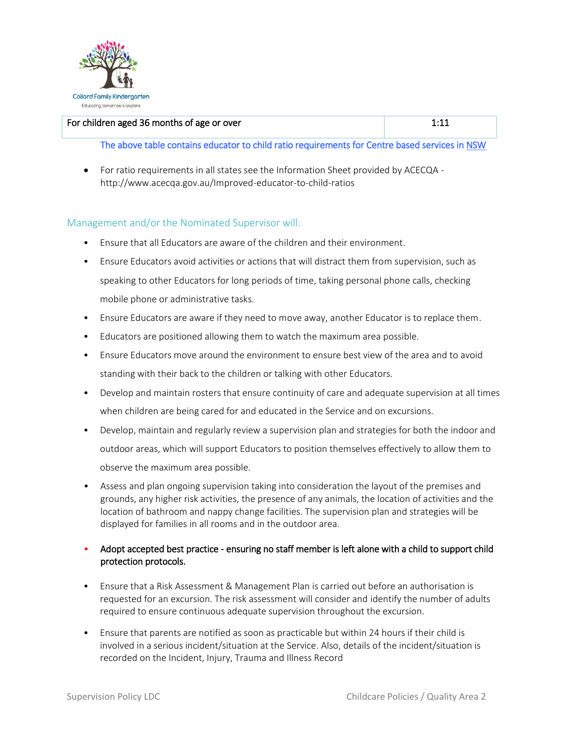| For children aged 36 months of age or over | 1:11 |
| --- | --- |

The above table contains educator to child ratio requirements for Centre based services in NSW

- For ratio requirements in all states see the Information Sheet provided by ACECQA - http://www.acecqa.gov.au/Improved-educator-to-child-ratios

### Management and/or the Nominated Supervisor will:

- Ensure that all Educators are aware of the children and their environment.
- Ensure Educators avoid activities or actions that will distract them from supervision, such as speaking to other Educators for long periods of time, taking personal phone calls, checking mobile phone or administrative tasks.
- Ensure Educators are aware if they need to move away, another Educator is to replace them.
- Educators are positioned allowing them to watch the maximum area possible.
- Ensure Educators move around the environment to ensure best view of the area and to avoid standing with their back to the children or talking with other Educators.
- Develop and maintain rosters that ensure continuity of care and adequate supervision at all times when children are being cared for and educated in the Service and on excursions.
- Develop, maintain and regularly review a supervision plan and strategies for both the indoor and outdoor areas, which will support Educators to position themselves effectively to allow them to observe the maximum area possible.
- Assess and plan ongoing supervision taking into consideration the layout of the premises and grounds, any higher risk activities, the presence of any animals, the location of activities and the location of bathroom and nappy change facilities. The supervision plan and strategies will be displayed for families in all rooms and in the outdoor area.
- Adopt accepted best practice - ensuring no staff member is left alone with a child to support child protection protocols.
- Ensure that a Risk Assessment & Management Plan is carried out before an authorisation is requested for an excursion. The risk assessment will consider and identify the number of adults required to ensure continuous adequate supervision throughout the excursion.
- Ensure that parents are notified as soon as practicable but within 24 hours if their child is involved in a serious incident/situation at the Service. Also, details of the incident/situation is recorded on the Incident, Injury, Trauma and Illness Record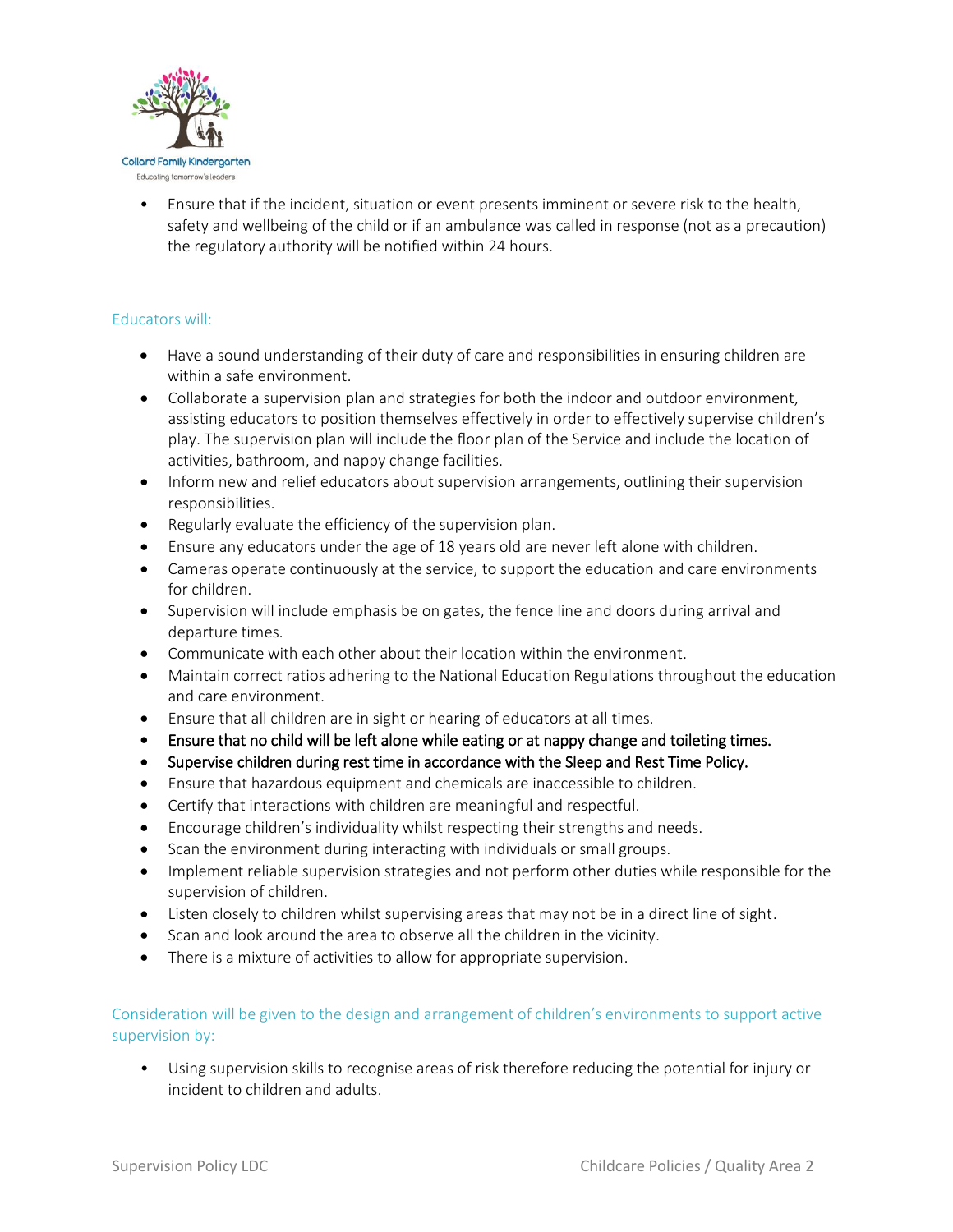- Ensure that if the incident, situation or event presents imminent or severe risk to the health, safety and wellbeing of the child or if an ambulance was called in response (not as a precaution) the regulatory authority will be notified within 24 hours.

## Educators will:

- Have a sound understanding of their duty of care and responsibilities in ensuring children are within a safe environment.
- Collaborate a supervision plan and strategies for both the indoor and outdoor environment, assisting educators to position themselves effectively in order to effectively supervise children's play. The supervision plan will include the floor plan of the Service and include the location of activities, bathroom, and nappy change facilities.
- Inform new and relief educators about supervision arrangements, outlining their supervision responsibilities.
- Regularly evaluate the efficiency of the supervision plan.
- Ensure any educators under the age of 18 years old are never left alone with children.
- Cameras operate continuously at the service, to support the education and care environments for children.
- Supervision will include emphasis be on gates, the fence line and doors during arrival and departure times.
- Communicate with each other about their location within the environment.
- Maintain correct ratios adhering to the National Education Regulations throughout the education and care environment.
- Ensure that all children are in sight or hearing of educators at all times.
- Ensure that no child will be left alone while eating or at nappy change and toileting times.
- Supervise children during rest time in accordance with the Sleep and Rest Time Policy.
- Ensure that hazardous equipment and chemicals are inaccessible to children.
- Certify that interactions with children are meaningful and respectful.
- Encourage children's individuality whilst respecting their strengths and needs.
- Scan the environment during interacting with individuals or small groups.
- Implement reliable supervision strategies and not perform other duties while responsible for the supervision of children.
- Listen closely to children whilst supervising areas that may not be in a direct line of sight.
- Scan and look around the area to observe all the children in the vicinity.
- There is a mixture of activities to allow for appropriate supervision.

## Consideration will be given to the design and arrangement of children's environments to support active supervision by:

- Using supervision skills to recognise areas of risk therefore reducing the potential for injury or incident to children and adults.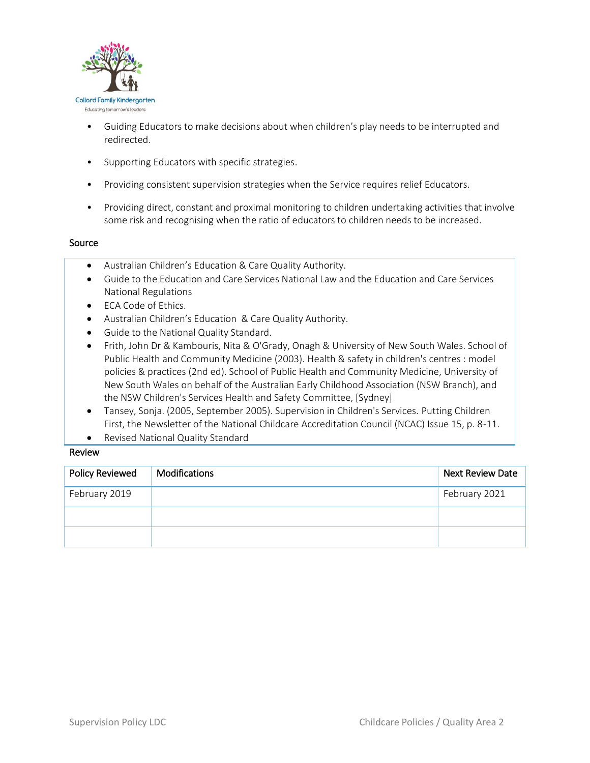- Guiding Educators to make decisions about when children's play needs to be interrupted and redirected.
- Supporting Educators with specific strategies.
- Providing consistent supervision strategies when the Service requires relief Educators.
- Providing direct, constant and proximal monitoring to children undertaking activities that involve some risk and recognising when the ratio of educators to children needs to be increased.

### Source

- Australian Children's Education & Care Quality Authority.
- Guide to the Education and Care Services National Law and the Education and Care Services National Regulations
- ECA Code of Ethics.
- Australian Children's Education & Care Quality Authority.
- Guide to the National Quality Standard.
- Frith, John Dr & Kambouris, Nita & O'Grady, Onagh & University of New South Wales. School of Public Health and Community Medicine (2003). Health & safety in children's centres : model policies & practices (2nd ed). School of Public Health and Community Medicine, University of New South Wales on behalf of the Australian Early Childhood Association (NSW Branch), and the NSW Children's Services Health and Safety Committee, [Sydney]
- Tansey, Sonja. (2005, September 2005). Supervision in Children's Services. Putting Children First, the Newsletter of the National Childcare Accreditation Council (NCAC) Issue 15, p. 8-11.
- Revised National Quality Standard

### Review

| Policy Reviewed | Modifications | Next Review Date |
|---|---|---|
| February 2019 | | February 2021 |
| | | |
| | | |